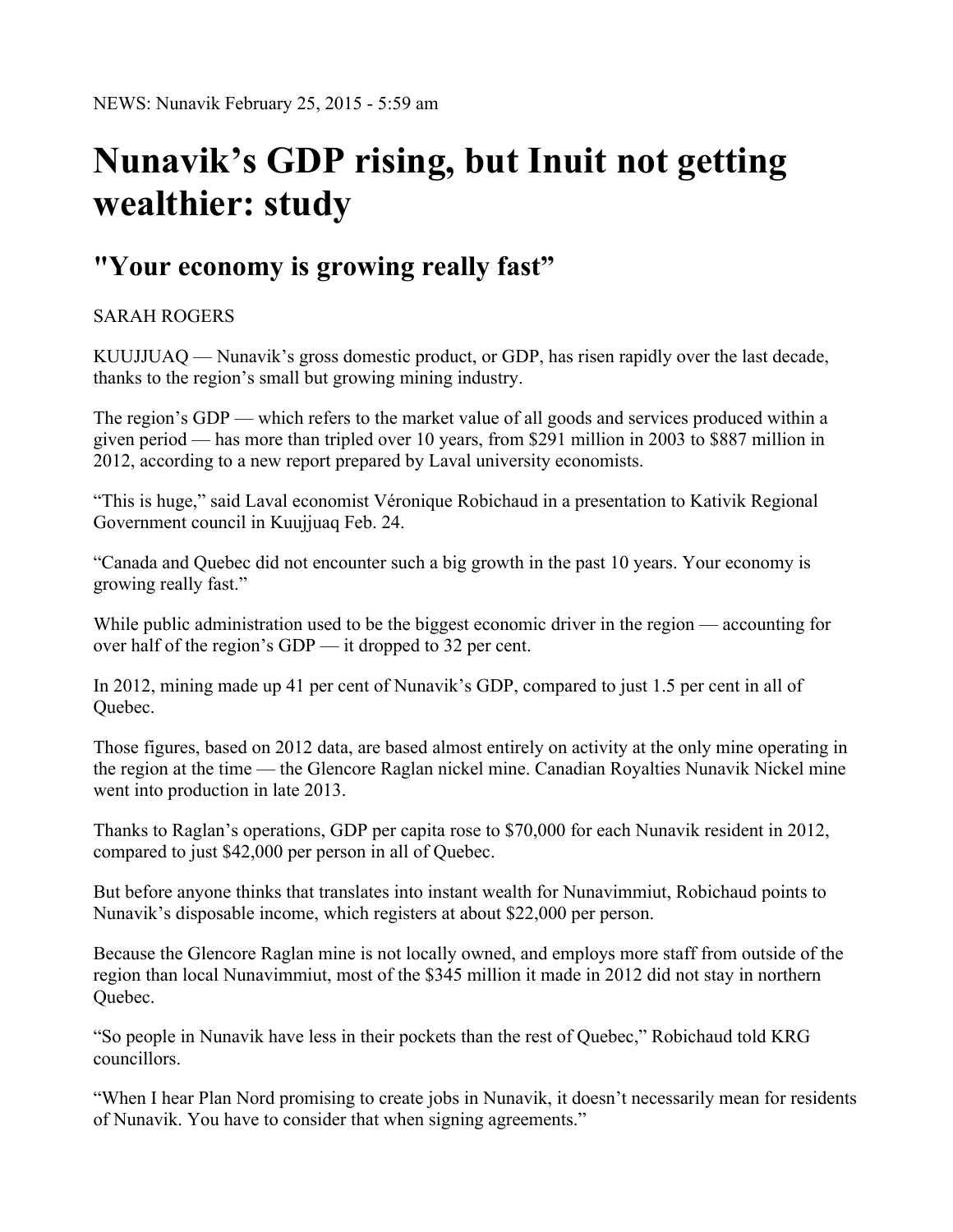NEWS: Nunavik February 25, 2015 - 5:59 am

# Nunavik's GDP rising, but Inuit not getting wealthier: study

## "Your economy is growing really fast"

SARAH ROGERS

KUUJJUAQ — Nunavik's gross domestic product, or GDP, has risen rapidly over the last decade, thanks to the region's small but growing mining industry.

The region's GDP — which refers to the market value of all goods and services produced within a given period — has more than tripled over 10 years, from $291 million in 2003 to $887 million in 2012, according to a new report prepared by Laval university economists.

"This is huge," said Laval economist Véronique Robichaud in a presentation to Kativik Regional Government council in Kuujjuaq Feb. 24.

"Canada and Quebec did not encounter such a big growth in the past 10 years. Your economy is growing really fast."

While public administration used to be the biggest economic driver in the region — accounting for over half of the region's GDP — it dropped to 32 per cent.

In 2012, mining made up 41 per cent of Nunavik's GDP, compared to just 1.5 per cent in all of Quebec.

Those figures, based on 2012 data, are based almost entirely on activity at the only mine operating in the region at the time — the Glencore Raglan nickel mine. Canadian Royalties Nunavik Nickel mine went into production in late 2013.

Thanks to Raglan's operations, GDP per capita rose to $70,000 for each Nunavik resident in 2012, compared to just $42,000 per person in all of Quebec.

But before anyone thinks that translates into instant wealth for Nunavimmiut, Robichaud points to Nunavik's disposable income, which registers at about $22,000 per person.

Because the Glencore Raglan mine is not locally owned, and employs more staff from outside of the region than local Nunavimmiut, most of the $345 million it made in 2012 did not stay in northern Quebec.

"So people in Nunavik have less in their pockets than the rest of Quebec," Robichaud told KRG councillors.

"When I hear Plan Nord promising to create jobs in Nunavik, it doesn't necessarily mean for residents of Nunavik. You have to consider that when signing agreements."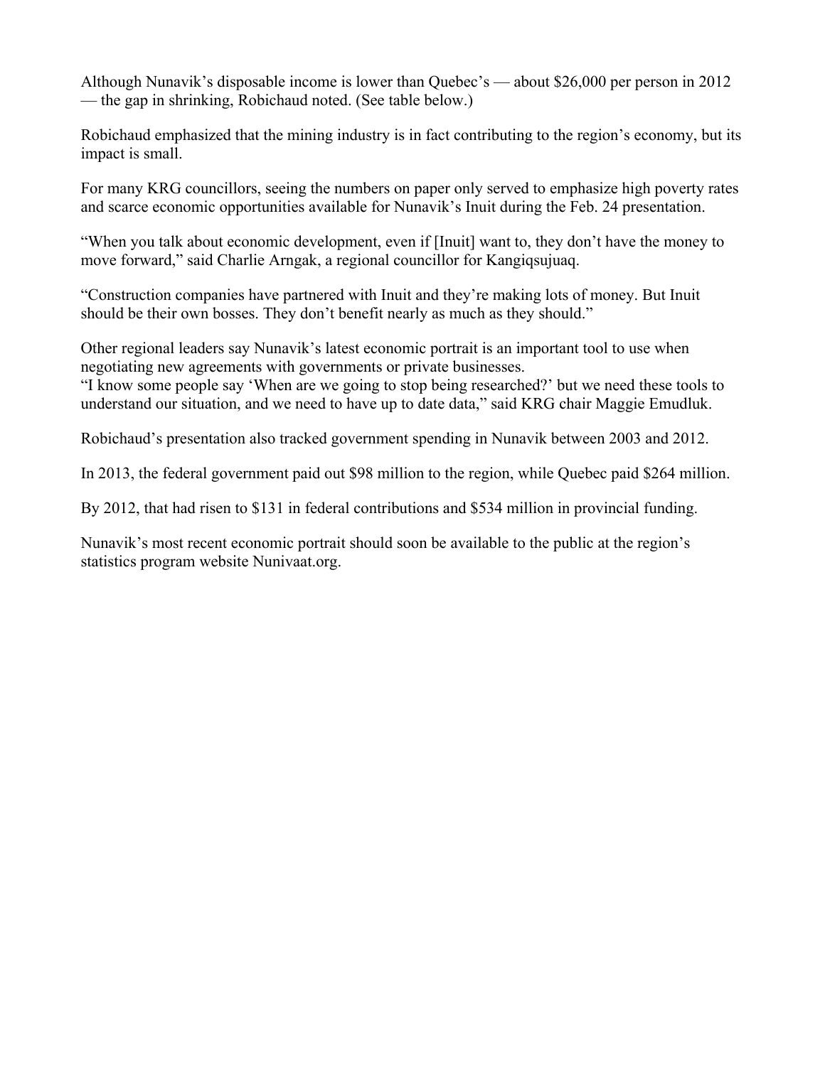Although Nunavik's disposable income is lower than Quebec's — about $26,000 per person in 2012 — the gap in shrinking, Robichaud noted. (See table below.)

Robichaud emphasized that the mining industry is in fact contributing to the region's economy, but its impact is small.

For many KRG councillors, seeing the numbers on paper only served to emphasize high poverty rates and scarce economic opportunities available for Nunavik's Inuit during the Feb. 24 presentation.

"When you talk about economic development, even if [Inuit] want to, they don't have the money to move forward," said Charlie Arngak, a regional councillor for Kangiqsujuaq.

"Construction companies have partnered with Inuit and they're making lots of money. But Inuit should be their own bosses. They don't benefit nearly as much as they should."

Other regional leaders say Nunavik's latest economic portrait is an important tool to use when negotiating new agreements with governments or private businesses.
"I know some people say 'When are we going to stop being researched?' but we need these tools to understand our situation, and we need to have up to date data," said KRG chair Maggie Emudluk.

Robichaud's presentation also tracked government spending in Nunavik between 2003 and 2012.

In 2013, the federal government paid out $98 million to the region, while Quebec paid $264 million.

By 2012, that had risen to $131 in federal contributions and $534 million in provincial funding.

Nunavik's most recent economic portrait should soon be available to the public at the region's statistics program website Nunivaat.org.